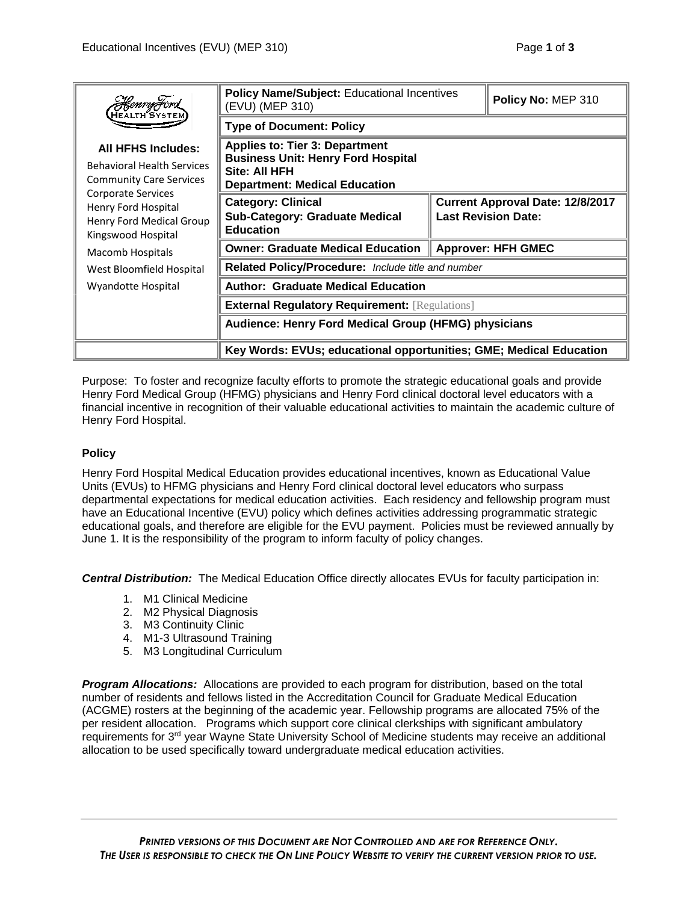| Henry Ford Health System | | | |
|---|---|---|---|
| **All HFHS Includes:** Behavioral Health Services, Community Care Services, Corporate Services, Henry Ford Hospital, Henry Ford Medical Group, Kingswood Hospital, Macomb Hospitals, West Bloomfield Hospital, Wyandotte Hospital | **Policy Name/Subject:** Educational Incentives (EVU) (MEP 310) | | **Policy No:** MEP 310 |
| | **Type of Document: Policy** | | |
| | **Applies to: Tier 3: Department** **Business Unit: Henry Ford Hospital** **Site: All HFH** **Department: Medical Education** | | |
| | **Category: Clinical** **Sub-Category: Graduate Medical Education** | **Current Approval Date: 12/8/2017** **Last Revision Date:** | |
| | **Owner: Graduate Medical Education** | **Approver: HFH GMEC** | |
| | **Related Policy/Procedure:** *Include title and number* | | |
| | **Author: Graduate Medical Education** | | |
| | **External Regulatory Requirement:** [Regulations] | | |
| | **Audience: Henry Ford Medical Group (HFMG) physicians** | | |
| | **Key Words: EVUs; educational opportunities; GME; Medical Education** | | |

Purpose: To foster and recognize faculty efforts to promote the strategic educational goals and provide Henry Ford Medical Group (HFMG) physicians and Henry Ford clinical doctoral level educators with a financial incentive in recognition of their valuable educational activities to maintain the academic culture of Henry Ford Hospital.

## Policy

Henry Ford Hospital Medical Education provides educational incentives, known as Educational Value Units (EVUs) to HFMG physicians and Henry Ford clinical doctoral level educators who surpass departmental expectations for medical education activities. Each residency and fellowship program must have an Educational Incentive (EVU) policy which defines activities addressing programmatic strategic educational goals, and therefore are eligible for the EVU payment. Policies must be reviewed annually by June 1. It is the responsibility of the program to inform faculty of policy changes.

***Central Distribution:*** The Medical Education Office directly allocates EVUs for faculty participation in:

1. M1 Clinical Medicine
2. M2 Physical Diagnosis
3. M3 Continuity Clinic
4. M1-3 Ultrasound Training
5. M3 Longitudinal Curriculum

***Program Allocations:*** Allocations are provided to each program for distribution, based on the total number of residents and fellows listed in the Accreditation Council for Graduate Medical Education (ACGME) rosters at the beginning of the academic year. Fellowship programs are allocated 75% of the per resident allocation. Programs which support core clinical clerkships with significant ambulatory requirements for 3rd year Wayne State University School of Medicine students may receive an additional allocation to be used specifically toward undergraduate medical education activities.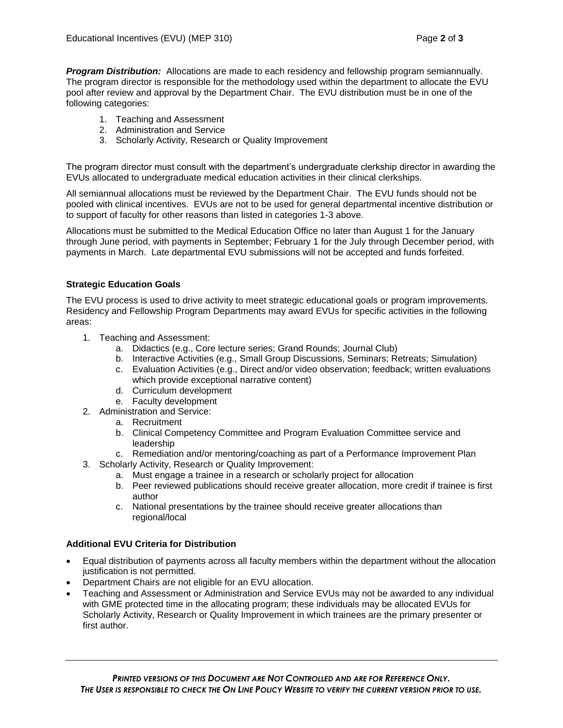***Program Distribution:*** Allocations are made to each residency and fellowship program semiannually. The program director is responsible for the methodology used within the department to allocate the EVU pool after review and approval by the Department Chair. The EVU distribution must be in one of the following categories:

1. Teaching and Assessment
2. Administration and Service
3. Scholarly Activity, Research or Quality Improvement

The program director must consult with the department's undergraduate clerkship director in awarding the EVUs allocated to undergraduate medical education activities in their clinical clerkships.

All semiannual allocations must be reviewed by the Department Chair. The EVU funds should not be pooled with clinical incentives. EVUs are not to be used for general departmental incentive distribution or to support of faculty for other reasons than listed in categories 1-3 above.

Allocations must be submitted to the Medical Education Office no later than August 1 for the January through June period, with payments in September; February 1 for the July through December period, with payments in March. Late departmental EVU submissions will not be accepted and funds forfeited.

**Strategic Education Goals**

The EVU process is used to drive activity to meet strategic educational goals or program improvements. Residency and Fellowship Program Departments may award EVUs for specific activities in the following areas:

1. Teaching and Assessment:
    a. Didactics (e.g., Core lecture series; Grand Rounds; Journal Club)
    b. Interactive Activities (e.g., Small Group Discussions, Seminars; Retreats; Simulation)
    c. Evaluation Activities (e.g., Direct and/or video observation; feedback; written evaluations which provide exceptional narrative content)
    d. Curriculum development
    e. Faculty development
2. Administration and Service:
    a. Recruitment
    b. Clinical Competency Committee and Program Evaluation Committee service and leadership
    c. Remediation and/or mentoring/coaching as part of a Performance Improvement Plan
3. Scholarly Activity, Research or Quality Improvement:
    a. Must engage a trainee in a research or scholarly project for allocation
    b. Peer reviewed publications should receive greater allocation, more credit if trainee is first author
    c. National presentations by the trainee should receive greater allocations than regional/local

**Additional EVU Criteria for Distribution**

- Equal distribution of payments across all faculty members within the department without the allocation justification is not permitted.
- Department Chairs are not eligible for an EVU allocation.
- Teaching and Assessment or Administration and Service EVUs may not be awarded to any individual with GME protected time in the allocating program; these individuals may be allocated EVUs for Scholarly Activity, Research or Quality Improvement in which trainees are the primary presenter or first author.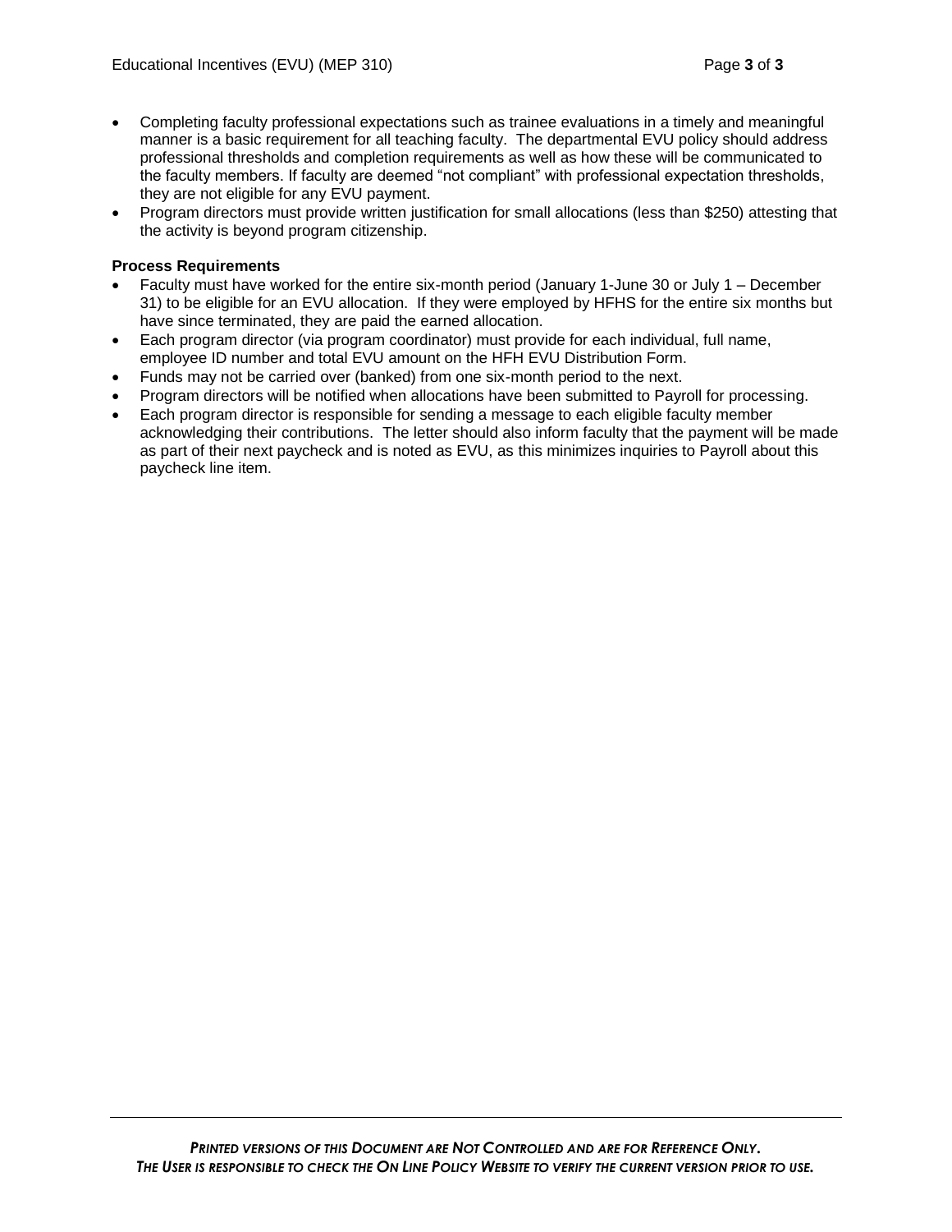- Completing faculty professional expectations such as trainee evaluations in a timely and meaningful manner is a basic requirement for all teaching faculty. The departmental EVU policy should address professional thresholds and completion requirements as well as how these will be communicated to the faculty members. If faculty are deemed "not compliant" with professional expectation thresholds, they are not eligible for any EVU payment.
- Program directors must provide written justification for small allocations (less than $250) attesting that the activity is beyond program citizenship.

**Process Requirements**

- Faculty must have worked for the entire six-month period (January 1-June 30 or July 1 – December 31) to be eligible for an EVU allocation. If they were employed by HFHS for the entire six months but have since terminated, they are paid the earned allocation.
- Each program director (via program coordinator) must provide for each individual, full name, employee ID number and total EVU amount on the HFH EVU Distribution Form.
- Funds may not be carried over (banked) from one six-month period to the next.
- Program directors will be notified when allocations have been submitted to Payroll for processing.
- Each program director is responsible for sending a message to each eligible faculty member acknowledging their contributions. The letter should also inform faculty that the payment will be made as part of their next paycheck and is noted as EVU, as this minimizes inquiries to Payroll about this paycheck line item.